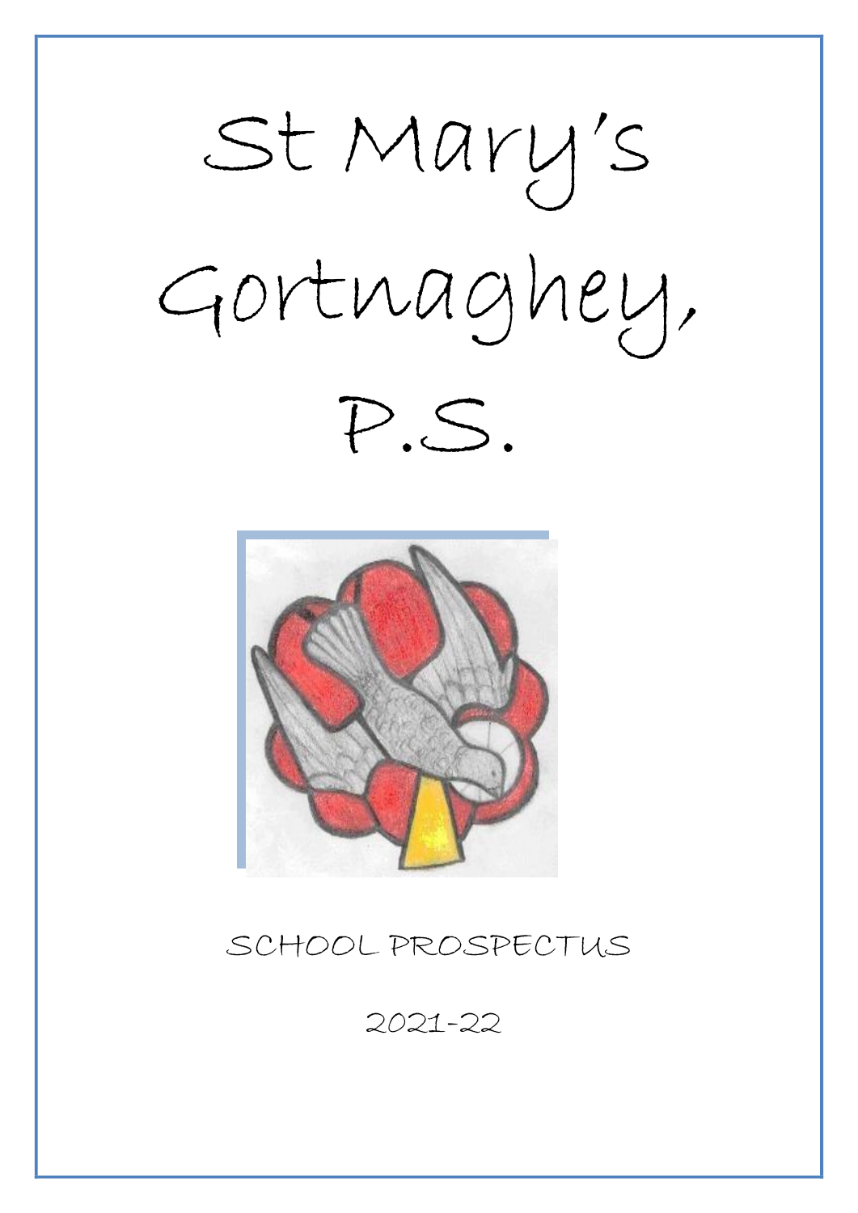# St Mary's Gortnaghey, P.S.

SCHOOL PROSPECTUS

2021-22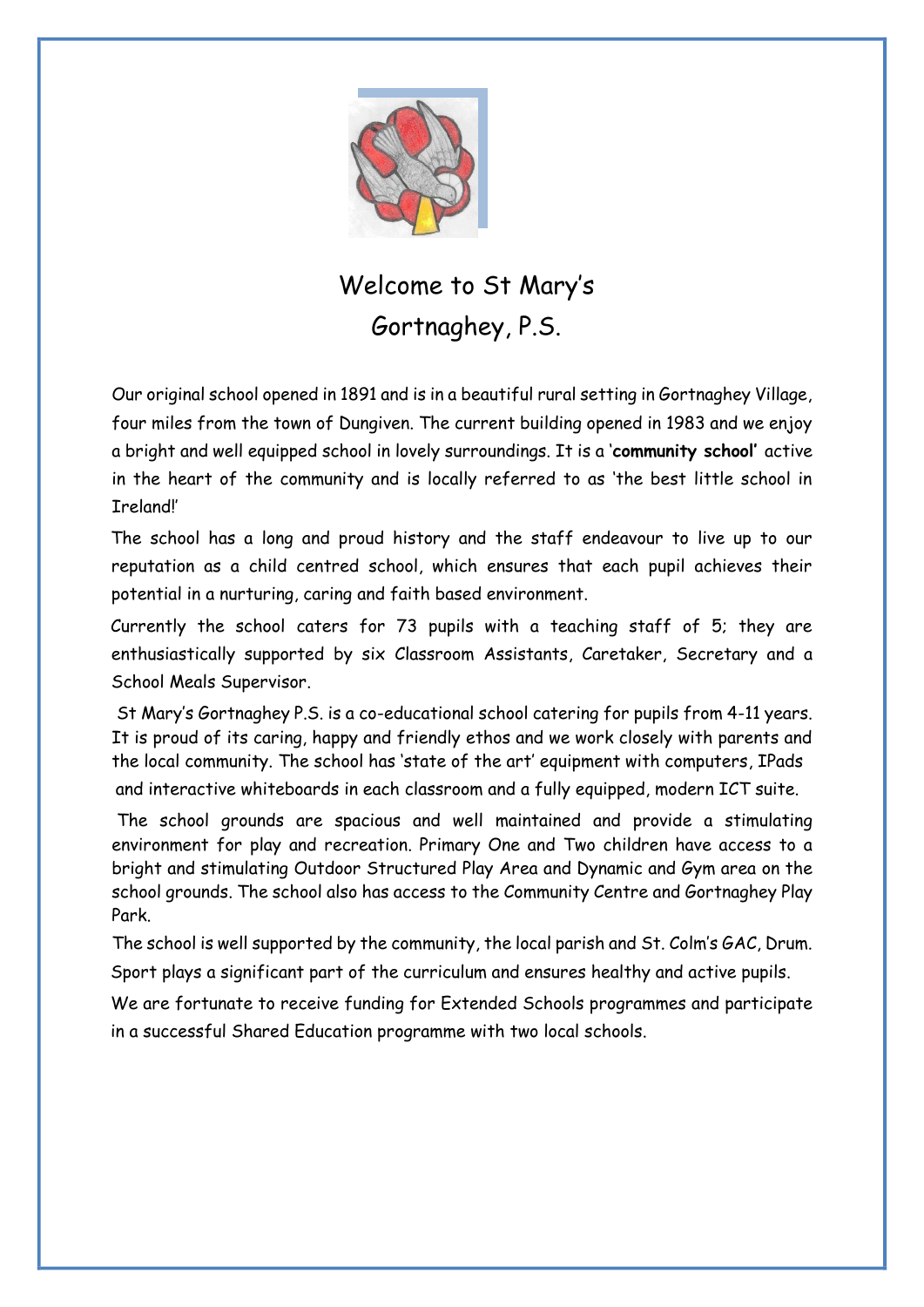# Welcome to St Mary's Gortnaghey, P.S.

Our original school opened in 1891 and is in a beautiful rural setting in Gortnaghey Village, four miles from the town of Dungiven. The current building opened in 1983 and we enjoy a bright and well equipped school in lovely surroundings. It is a '**community school'** active in the heart of the community and is locally referred to as 'the best little school in Ireland!'

The school has a long and proud history and the staff endeavour to live up to our reputation as a child centred school, which ensures that each pupil achieves their potential in a nurturing, caring and faith based environment.

Currently the school caters for 73 pupils with a teaching staff of 5; they are enthusiastically supported by six Classroom Assistants, Caretaker, Secretary and a School Meals Supervisor.

St Mary's Gortnaghey P.S. is a co-educational school catering for pupils from 4-11 years. It is proud of its caring, happy and friendly ethos and we work closely with parents and the local community. The school has 'state of the art' equipment with computers, IPads and interactive whiteboards in each classroom and a fully equipped, modern ICT suite.

The school grounds are spacious and well maintained and provide a stimulating environment for play and recreation. Primary One and Two children have access to a bright and stimulating Outdoor Structured Play Area and Dynamic and Gym area on the school grounds. The school also has access to the Community Centre and Gortnaghey Play Park.

The school is well supported by the community, the local parish and St. Colm's GAC, Drum. Sport plays a significant part of the curriculum and ensures healthy and active pupils.

We are fortunate to receive funding for Extended Schools programmes and participate in a successful Shared Education programme with two local schools.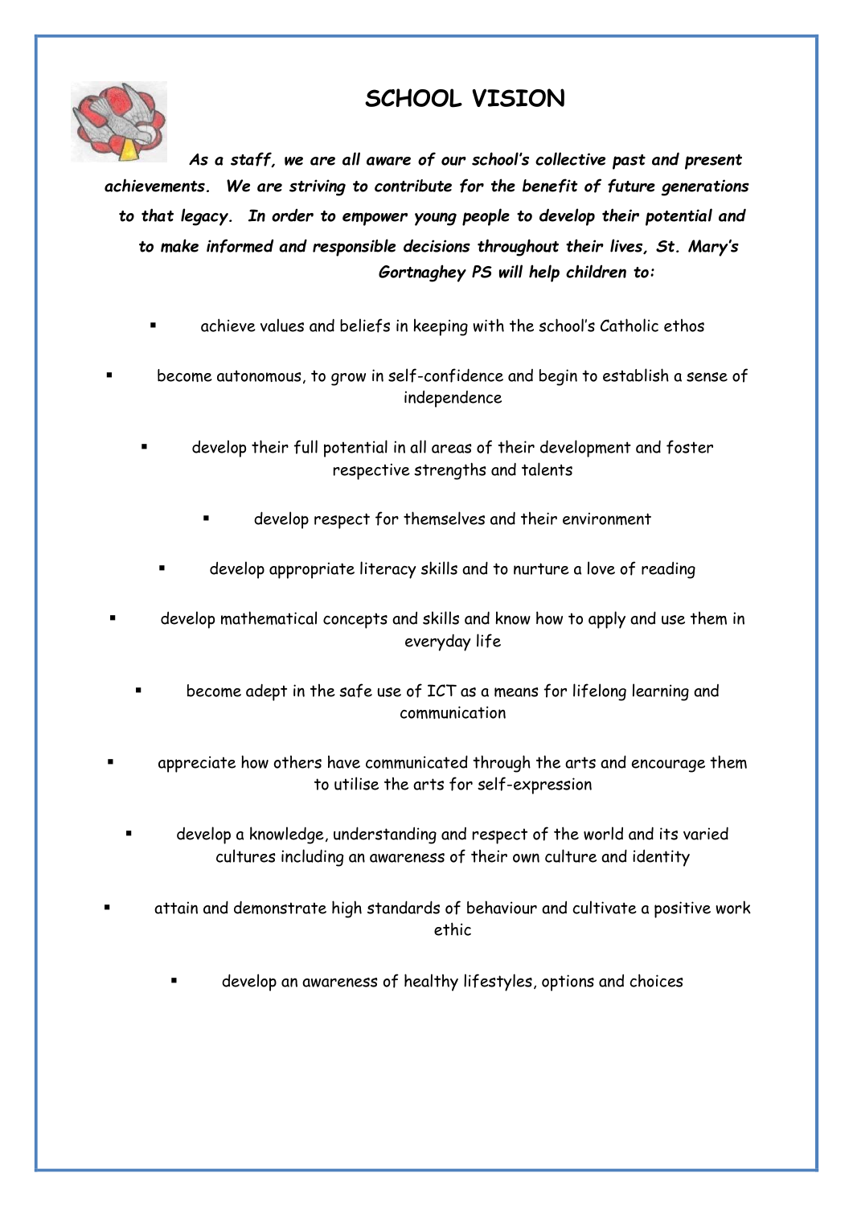# SCHOOL VISION

***As a staff, we are all aware of our school's collective past and present achievements. We are striving to contribute for the benefit of future generations to that legacy. In order to empower young people to develop their potential and to make informed and responsible decisions throughout their lives, St. Mary's Gortnaghey PS will help children to:***

- achieve values and beliefs in keeping with the school's Catholic ethos
- become autonomous, to grow in self-confidence and begin to establish a sense of independence
- develop their full potential in all areas of their development and foster respective strengths and talents
- develop respect for themselves and their environment
- develop appropriate literacy skills and to nurture a love of reading
- develop mathematical concepts and skills and know how to apply and use them in everyday life
- become adept in the safe use of ICT as a means for lifelong learning and communication
- appreciate how others have communicated through the arts and encourage them to utilise the arts for self-expression
- develop a knowledge, understanding and respect of the world and its varied cultures including an awareness of their own culture and identity
- attain and demonstrate high standards of behaviour and cultivate a positive work ethic
- develop an awareness of healthy lifestyles, options and choices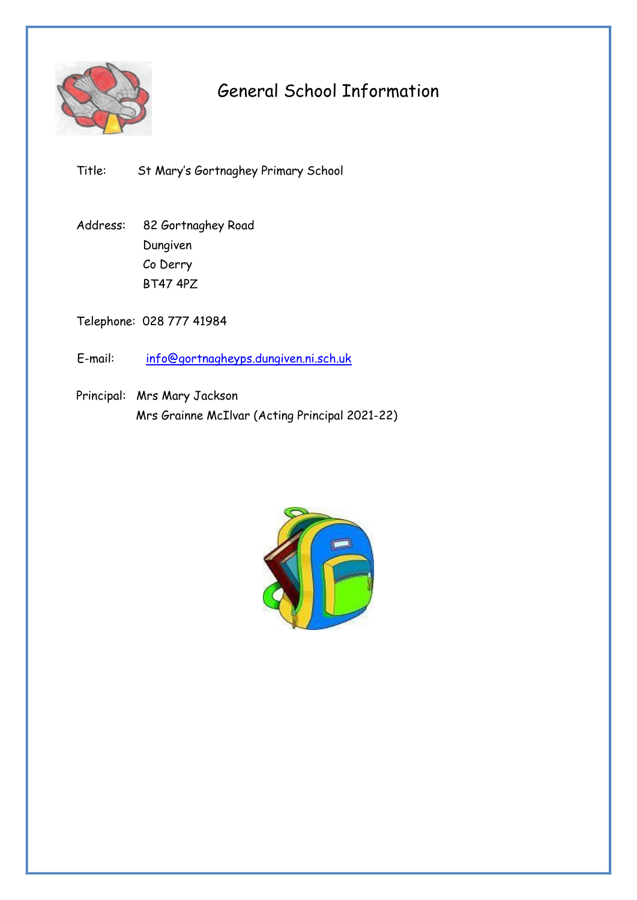# General School Information

Title: St Mary's Gortnaghey Primary School

Address: 82 Gortnaghey Road
Dungiven
Co Derry
BT47 4PZ

Telephone: 028 777 41984

E-mail: info@gortnagheyps.dungiven.ni.sch.uk

Principal: Mrs Mary Jackson
Mrs Grainne McIlvar (Acting Principal 2021-22)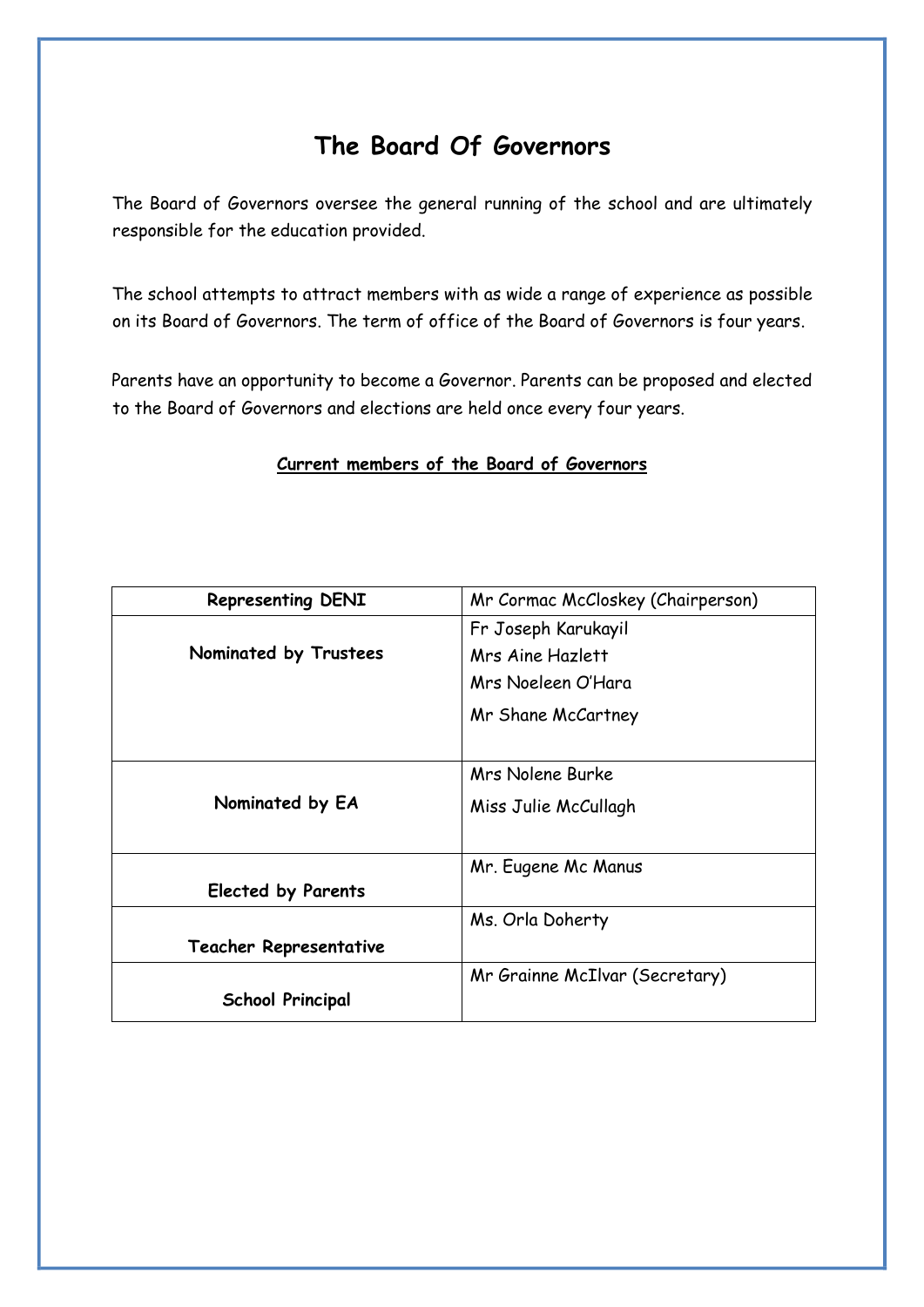# The Board Of Governors

The Board of Governors oversee the general running of the school and are ultimately responsible for the education provided.

The school attempts to attract members with as wide a range of experience as possible on its Board of Governors. The term of office of the Board of Governors is four years.

Parents have an opportunity to become a Governor. Parents can be proposed and elected to the Board of Governors and elections are held once every four years.

**Current members of the Board of Governors**

| | |
|---|---|
| **Representing DENI** | Mr Cormac McCloskey (Chairperson) |
| **Nominated by Trustees** | Fr Joseph Karukayil<br>Mrs Aine Hazlett<br>Mrs Noeleen O'Hara<br>Mr Shane McCartney |
| **Nominated by EA** | Mrs Nolene Burke<br>Miss Julie McCullagh |
| **Elected by Parents** | Mr. Eugene Mc Manus |
| **Teacher Representative** | Ms. Orla Doherty |
| **School Principal** | Mr Grainne McIlvar (Secretary) |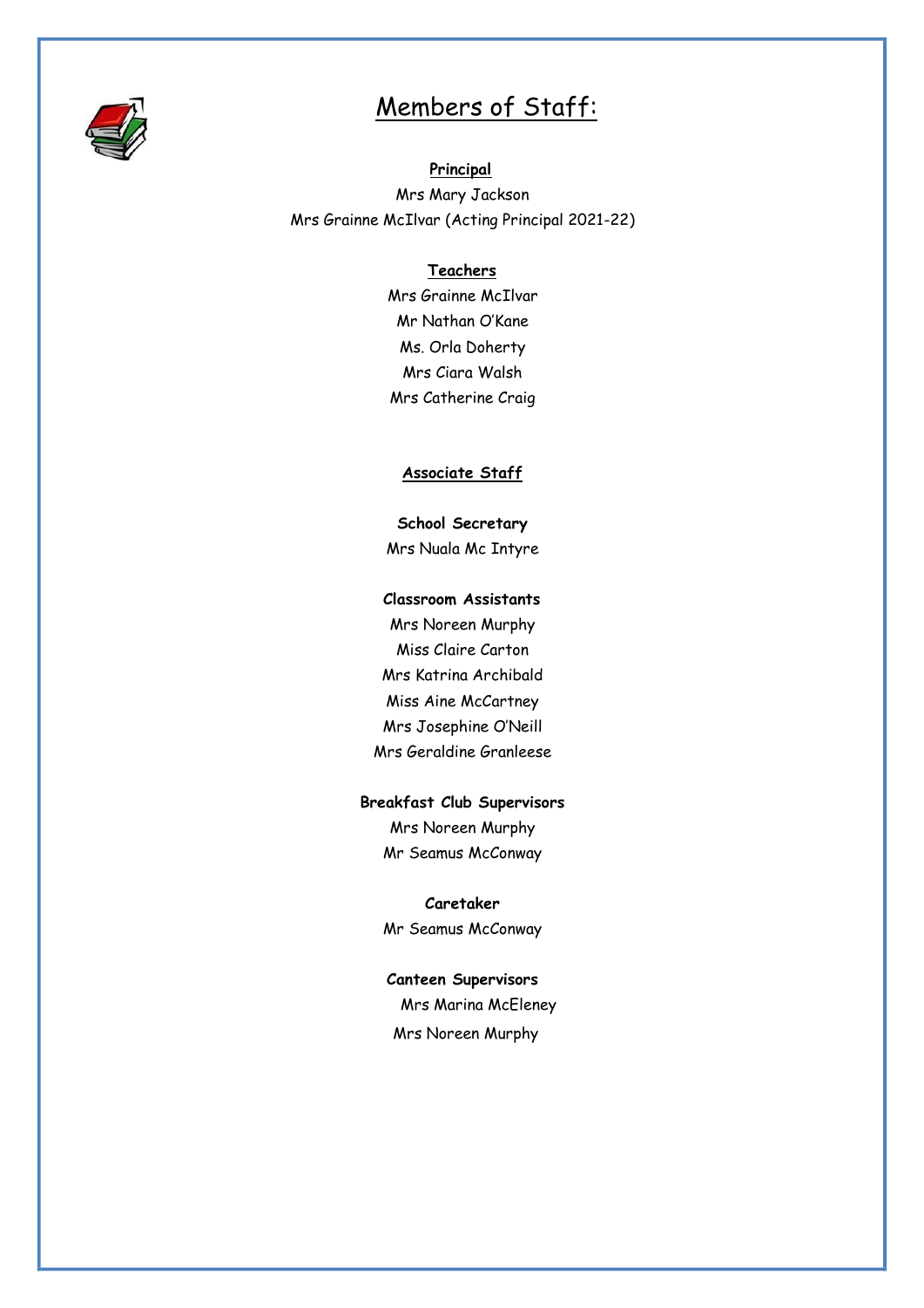# Members of Staff:

## Principal

Mrs Mary Jackson
Mrs Grainne McIlvar (Acting Principal 2021-22)

## Teachers

Mrs Grainne McIlvar
Mr Nathan O'Kane
Ms. Orla Doherty
Mrs Ciara Walsh
Mrs Catherine Craig

## Associate Staff

### School Secretary

Mrs Nuala Mc Intyre

### Classroom Assistants

Mrs Noreen Murphy
Miss Claire Carton
Mrs Katrina Archibald
Miss Aine McCartney
Mrs Josephine O'Neill
Mrs Geraldine Granleese

### Breakfast Club Supervisors

Mrs Noreen Murphy
Mr Seamus McConway

### Caretaker

Mr Seamus McConway

### Canteen Supervisors

Mrs Marina McEleney
Mrs Noreen Murphy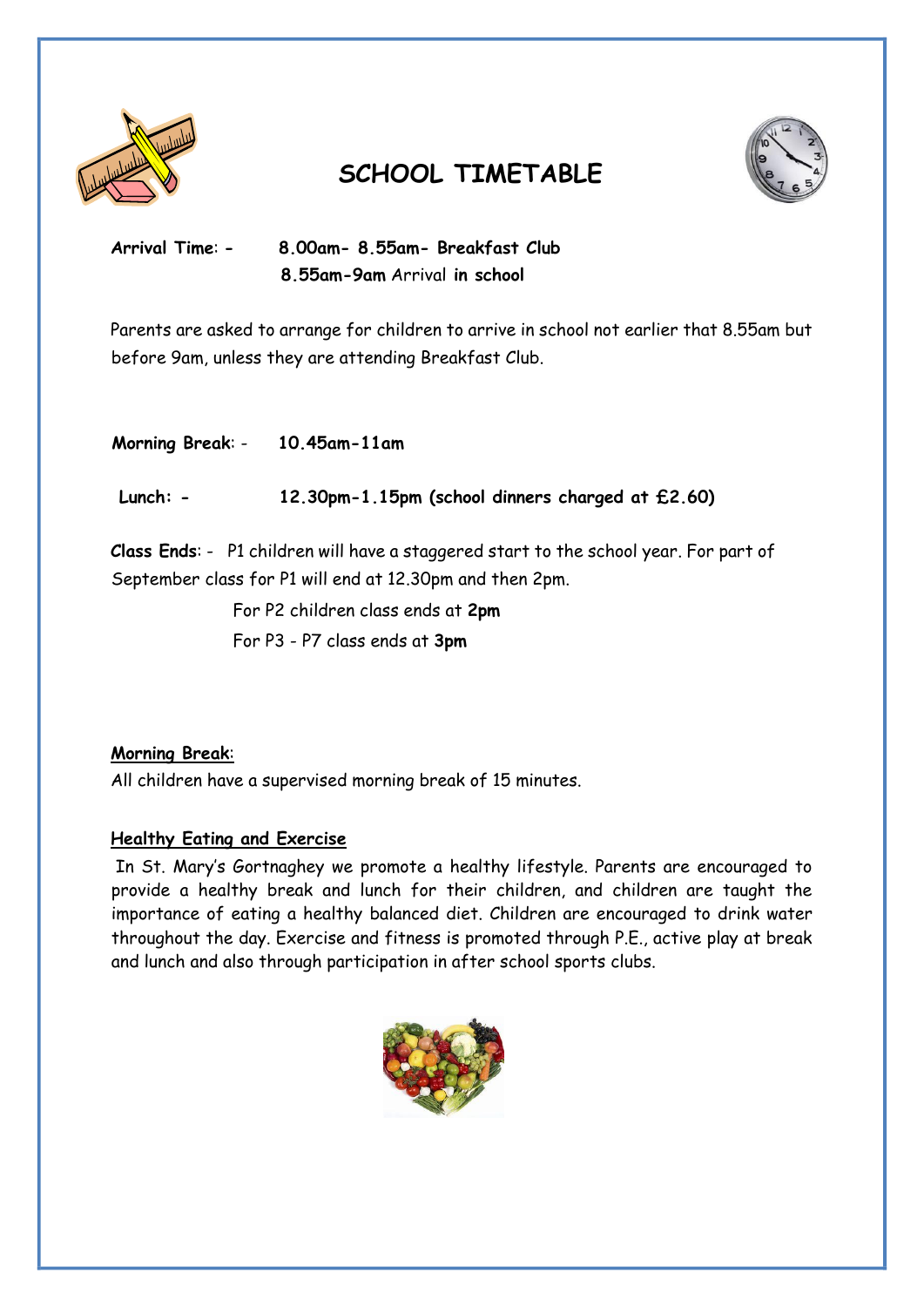# SCHOOL TIMETABLE

**Arrival Time: -** **8.00am- 8.55am- Breakfast Club**
**8.55am-9am** Arrival **in school**

Parents are asked to arrange for children to arrive in school not earlier that 8.55am but before 9am, unless they are attending Breakfast Club.

**Morning Break**: - **10.45am-11am**

**Lunch: -** **12.30pm-1.15pm (school dinners charged at £2.60)**

**Class Ends**: - P1 children will have a staggered start to the school year. For part of September class for P1 will end at 12.30pm and then 2pm.

For P2 children class ends at **2pm**

For P3 - P7 class ends at **3pm**

**Morning Break**:

All children have a supervised morning break of 15 minutes.

**Healthy Eating and Exercise**

In St. Mary's Gortnaghey we promote a healthy lifestyle. Parents are encouraged to provide a healthy break and lunch for their children, and children are taught the importance of eating a healthy balanced diet. Children are encouraged to drink water throughout the day. Exercise and fitness is promoted through P.E., active play at break and lunch and also through participation in after school sports clubs.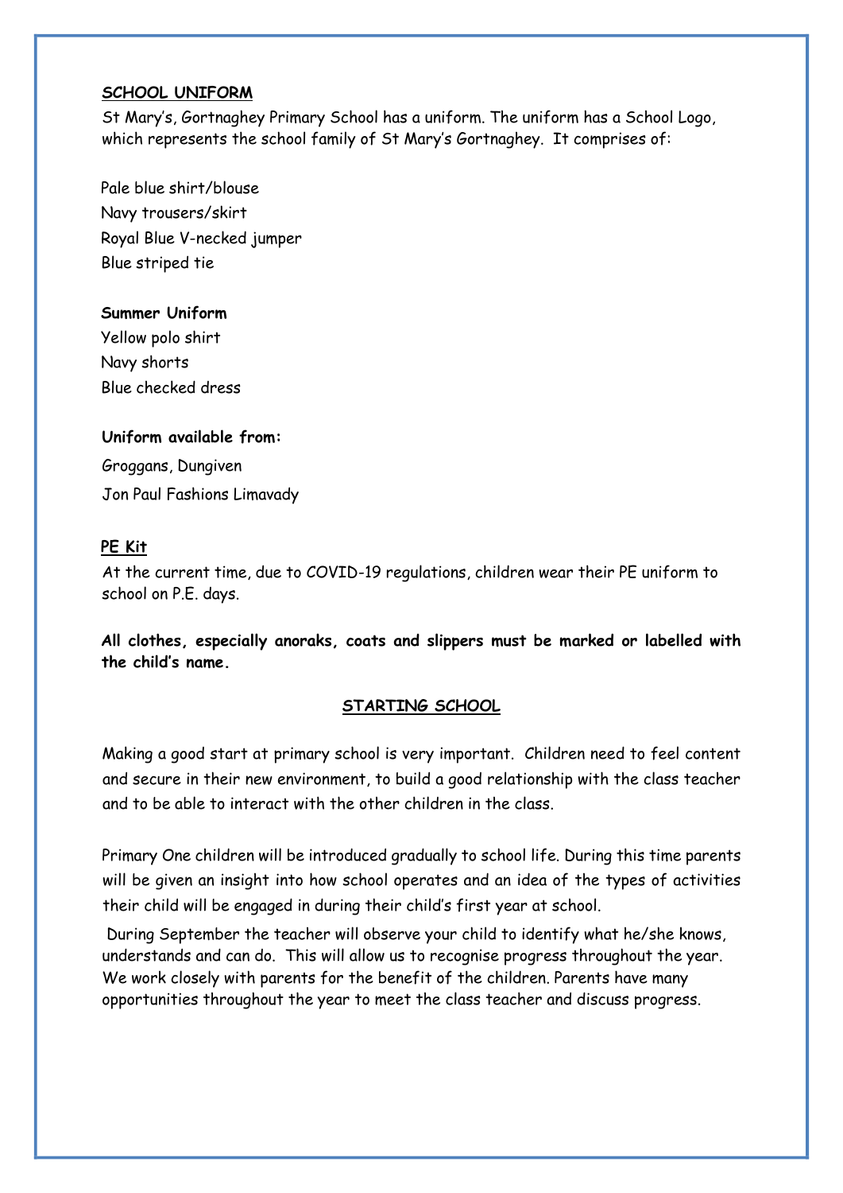## SCHOOL UNIFORM

St Mary's, Gortnaghey Primary School has a uniform. The uniform has a School Logo, which represents the school family of St Mary's Gortnaghey. It comprises of:

Pale blue shirt/blouse
Navy trousers/skirt
Royal Blue V-necked jumper
Blue striped tie

**Summer Uniform**

Yellow polo shirt
Navy shorts
Blue checked dress

**Uniform available from:**

Groggans, Dungiven
Jon Paul Fashions Limavady

## PE Kit

At the current time, due to COVID-19 regulations, children wear their PE uniform to school on P.E. days.

**All clothes, especially anoraks, coats and slippers must be marked or labelled with the child's name.**

## STARTING SCHOOL

Making a good start at primary school is very important. Children need to feel content and secure in their new environment, to build a good relationship with the class teacher and to be able to interact with the other children in the class.

Primary One children will be introduced gradually to school life. During this time parents will be given an insight into how school operates and an idea of the types of activities their child will be engaged in during their child's first year at school.

During September the teacher will observe your child to identify what he/she knows, understands and can do. This will allow us to recognise progress throughout the year. We work closely with parents for the benefit of the children. Parents have many opportunities throughout the year to meet the class teacher and discuss progress.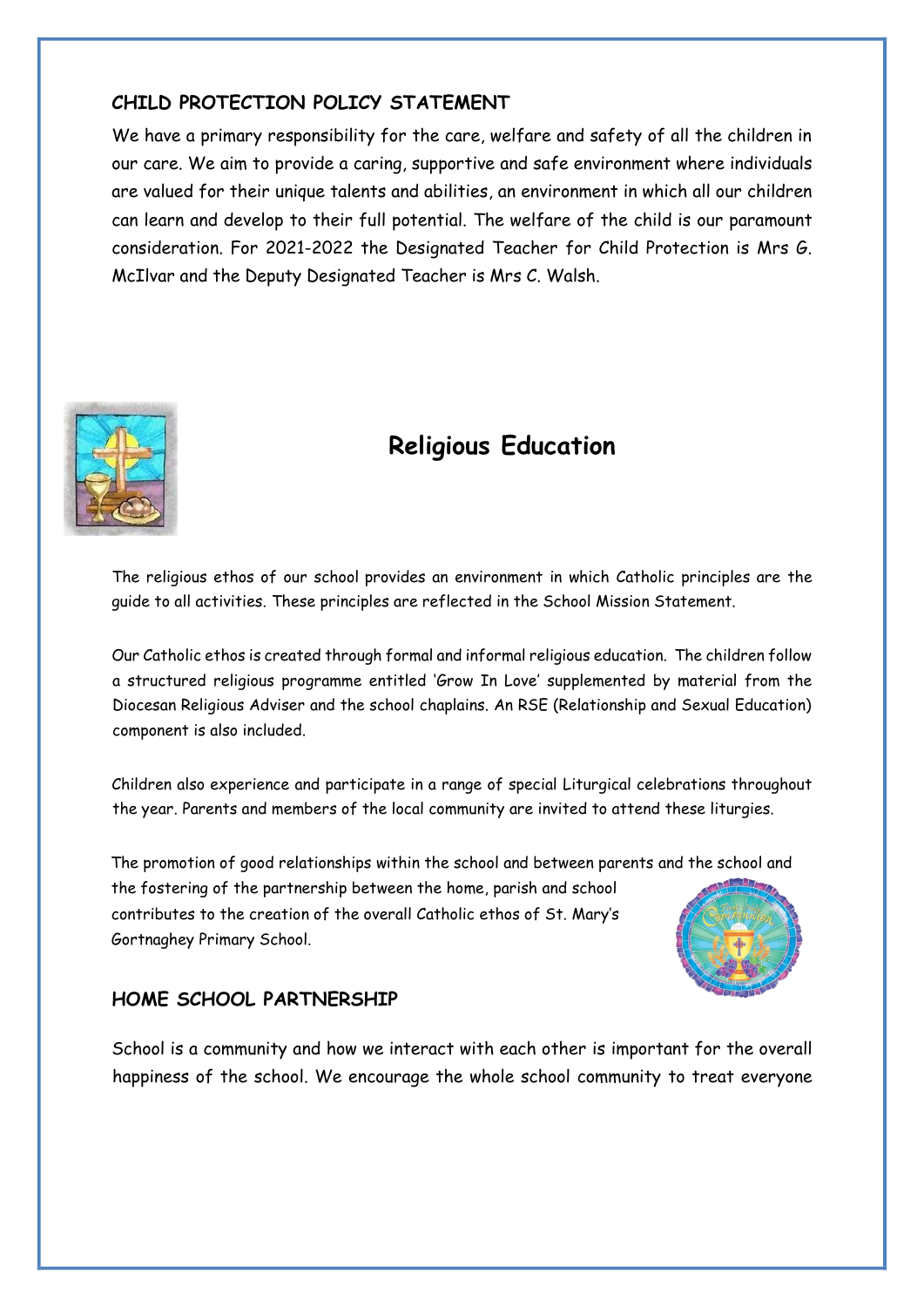## CHILD PROTECTION POLICY STATEMENT

We have a primary responsibility for the care, welfare and safety of all the children in our care. We aim to provide a caring, supportive and safe environment where individuals are valued for their unique talents and abilities, an environment in which all our children can learn and develop to their full potential. The welfare of the child is our paramount consideration. For 2021-2022 the Designated Teacher for Child Protection is Mrs G. McIlvar and the Deputy Designated Teacher is Mrs C. Walsh.

# Religious Education

The religious ethos of our school provides an environment in which Catholic principles are the guide to all activities. These principles are reflected in the School Mission Statement.

Our Catholic ethos is created through formal and informal religious education. The children follow a structured religious programme entitled 'Grow In Love' supplemented by material from the Diocesan Religious Adviser and the school chaplains. An RSE (Relationship and Sexual Education) component is also included.

Children also experience and participate in a range of special Liturgical celebrations throughout the year. Parents and members of the local community are invited to attend these liturgies.

The promotion of good relationships within the school and between parents and the school and the fostering of the partnership between the home, parish and school contributes to the creation of the overall Catholic ethos of St. Mary's Gortnaghey Primary School.

## HOME SCHOOL PARTNERSHIP

School is a community and how we interact with each other is important for the overall happiness of the school. We encourage the whole school community to treat everyone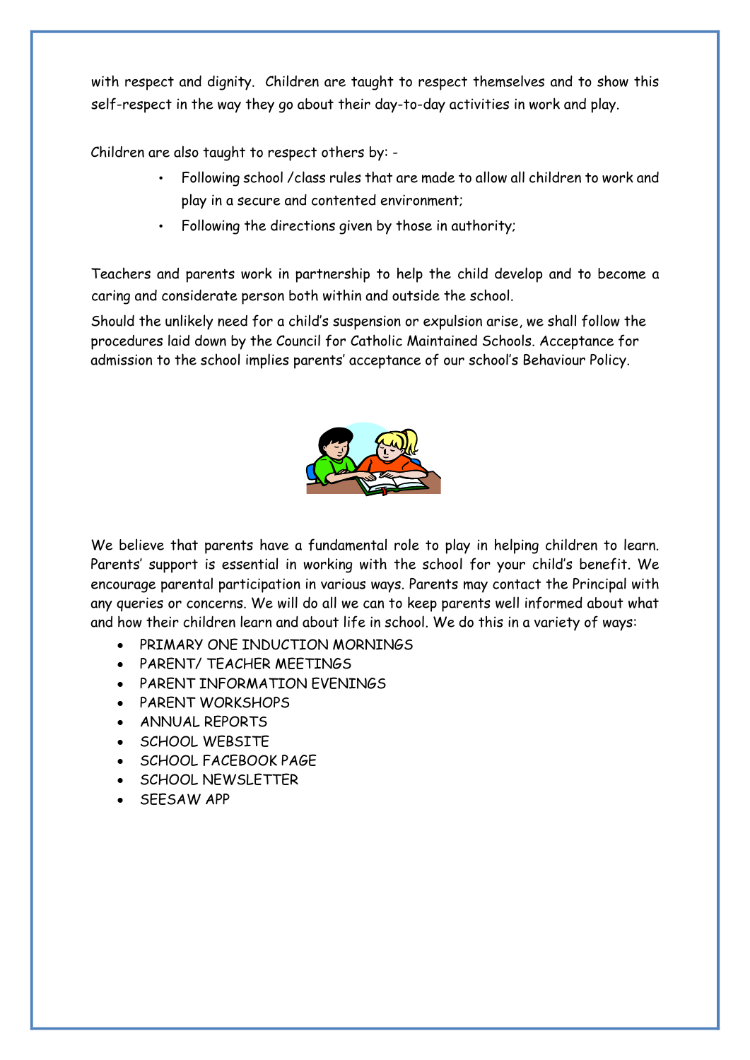with respect and dignity. Children are taught to respect themselves and to show this self-respect in the way they go about their day-to-day activities in work and play.

Children are also taught to respect others by: -

- Following school /class rules that are made to allow all children to work and play in a secure and contented environment;
- Following the directions given by those in authority;

Teachers and parents work in partnership to help the child develop and to become a caring and considerate person both within and outside the school.

Should the unlikely need for a child's suspension or expulsion arise, we shall follow the procedures laid down by the Council for Catholic Maintained Schools. Acceptance for admission to the school implies parents' acceptance of our school's Behaviour Policy.

We believe that parents have a fundamental role to play in helping children to learn. Parents' support is essential in working with the school for your child's benefit. We encourage parental participation in various ways. Parents may contact the Principal with any queries or concerns. We will do all we can to keep parents well informed about what and how their children learn and about life in school. We do this in a variety of ways:

- PRIMARY ONE INDUCTION MORNINGS
- PARENT/ TEACHER MEETINGS
- PARENT INFORMATION EVENINGS
- PARENT WORKSHOPS
- ANNUAL REPORTS
- SCHOOL WEBSITE
- SCHOOL FACEBOOK PAGE
- SCHOOL NEWSLETTER
- SEESAW APP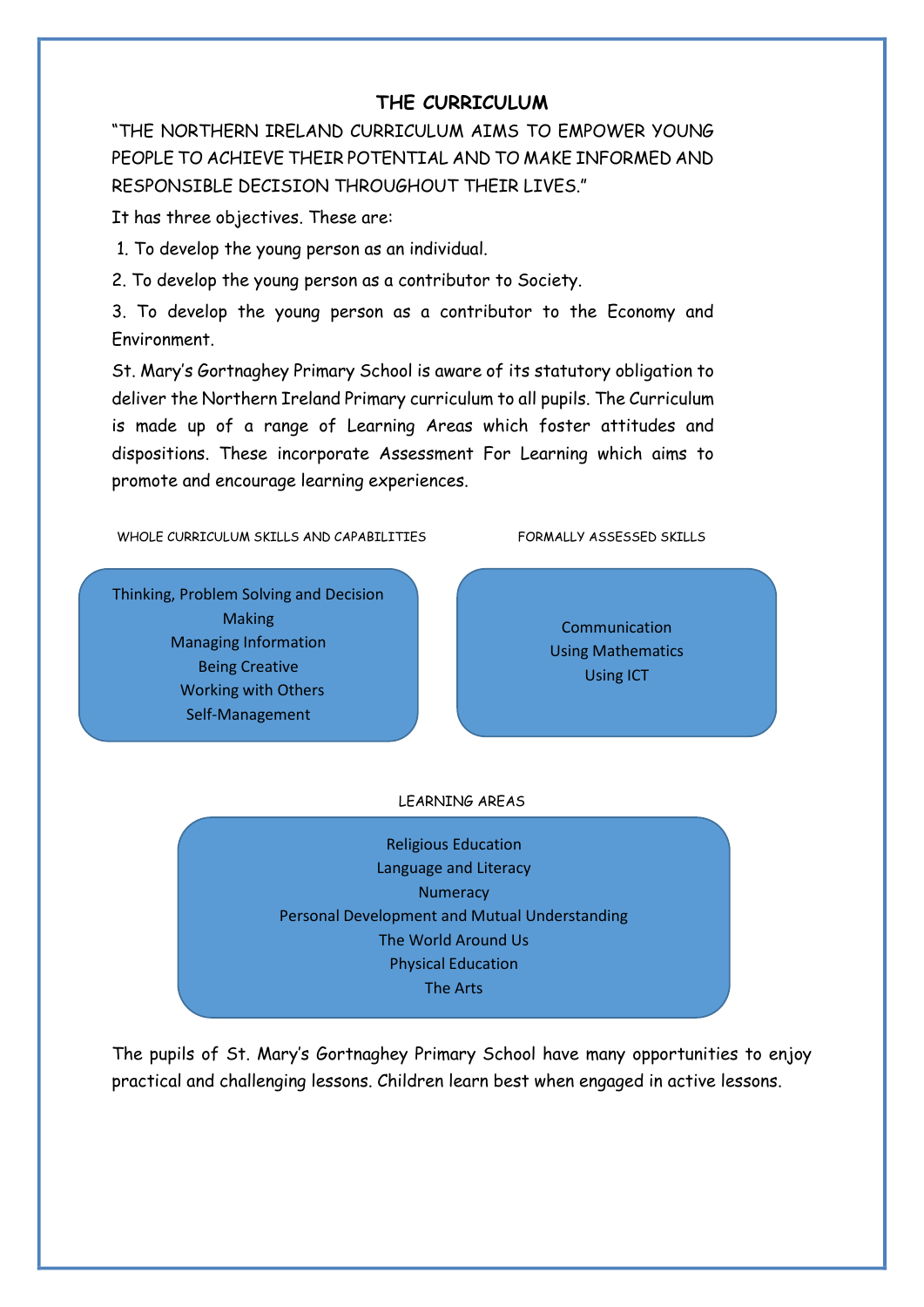# THE CURRICULUM

"THE NORTHERN IRELAND CURRICULUM AIMS TO EMPOWER YOUNG PEOPLE TO ACHIEVE THEIR POTENTIAL AND TO MAKE INFORMED AND RESPONSIBLE DECISION THROUGHOUT THEIR LIVES."

It has three objectives. These are:

1. To develop the young person as an individual.
2. To develop the young person as a contributor to Society.
3. To develop the young person as a contributor to the Economy and Environment.

St. Mary's Gortnaghey Primary School is aware of its statutory obligation to deliver the Northern Ireland Primary curriculum to all pupils. The Curriculum is made up of a range of Learning Areas which foster attitudes and dispositions. These incorporate Assessment For Learning which aims to promote and encourage learning experiences.

WHOLE CURRICULUM SKILLS AND CAPABILITIES

- Thinking, Problem Solving and Decision Making
- Managing Information
- Being Creative
- Working with Others
- Self-Management

FORMALLY ASSESSED SKILLS

- Communication
- Using Mathematics
- Using ICT

LEARNING AREAS

- Religious Education
- Language and Literacy
- Numeracy
- Personal Development and Mutual Understanding
- The World Around Us
- Physical Education
- The Arts

The pupils of St. Mary's Gortnaghey Primary School have many opportunities to enjoy practical and challenging lessons. Children learn best when engaged in active lessons.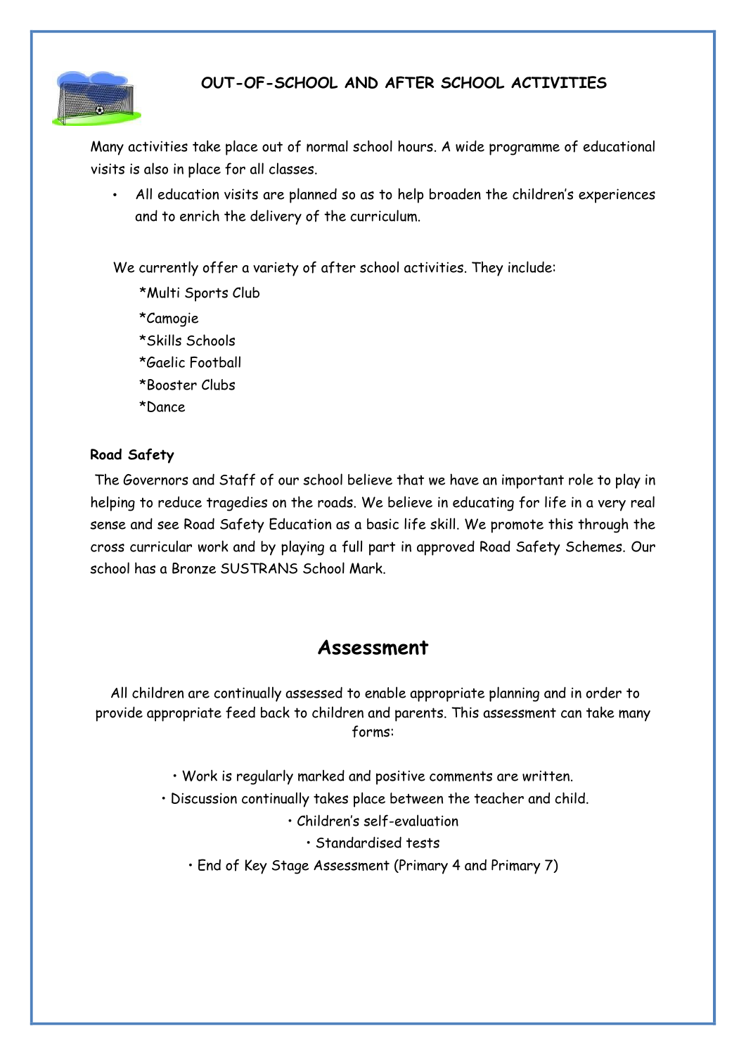## OUT-OF-SCHOOL AND AFTER SCHOOL ACTIVITIES

Many activities take place out of normal school hours. A wide programme of educational visits is also in place for all classes.

- All education visits are planned so as to help broaden the children's experiences and to enrich the delivery of the curriculum.

We currently offer a variety of after school activities. They include:

*Multi Sports Club
*Camogie
*Skills Schools
*Gaelic Football
*Booster Clubs
*Dance

**Road Safety**

The Governors and Staff of our school believe that we have an important role to play in helping to reduce tragedies on the roads. We believe in educating for life in a very real sense and see Road Safety Education as a basic life skill. We promote this through the cross curricular work and by playing a full part in approved Road Safety Schemes. Our school has a Bronze SUSTRANS School Mark.

# Assessment

All children are continually assessed to enable appropriate planning and in order to provide appropriate feed back to children and parents. This assessment can take many forms:

- Work is regularly marked and positive comments are written.
- Discussion continually takes place between the teacher and child.
- Children's self-evaluation
- Standardised tests
- End of Key Stage Assessment (Primary 4 and Primary 7)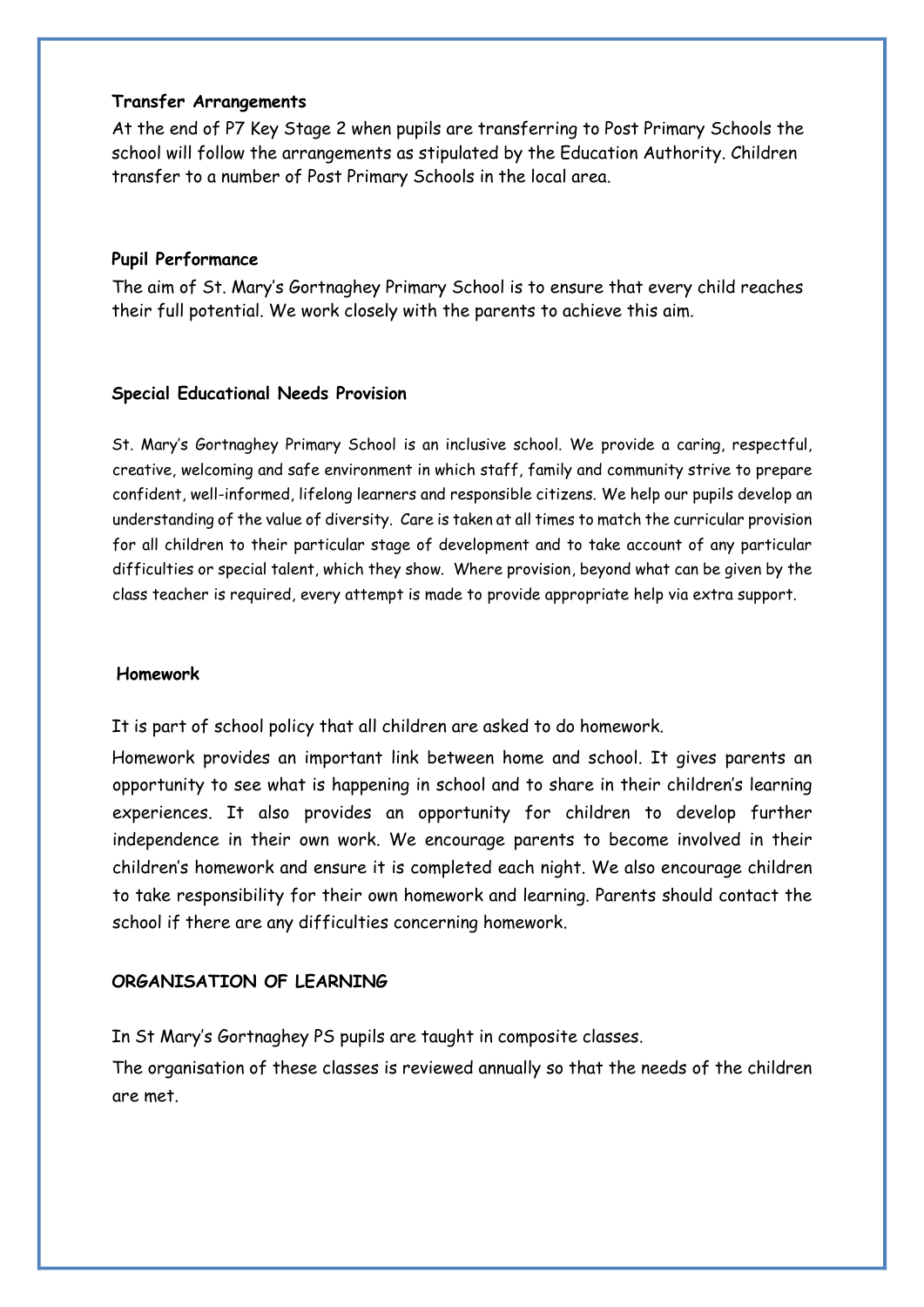### Transfer Arrangements

At the end of P7 Key Stage 2 when pupils are transferring to Post Primary Schools the school will follow the arrangements as stipulated by the Education Authority. Children transfer to a number of Post Primary Schools in the local area.

### Pupil Performance

The aim of St. Mary's Gortnaghey Primary School is to ensure that every child reaches their full potential. We work closely with the parents to achieve this aim.

### Special Educational Needs Provision

St. Mary's Gortnaghey Primary School is an inclusive school. We provide a caring, respectful, creative, welcoming and safe environment in which staff, family and community strive to prepare confident, well-informed, lifelong learners and responsible citizens. We help our pupils develop an understanding of the value of diversity. Care is taken at all times to match the curricular provision for all children to their particular stage of development and to take account of any particular difficulties or special talent, which they show. Where provision, beyond what can be given by the class teacher is required, every attempt is made to provide appropriate help via extra support.

### Homework

It is part of school policy that all children are asked to do homework.

Homework provides an important link between home and school. It gives parents an opportunity to see what is happening in school and to share in their children's learning experiences. It also provides an opportunity for children to develop further independence in their own work. We encourage parents to become involved in their children's homework and ensure it is completed each night. We also encourage children to take responsibility for their own homework and learning. Parents should contact the school if there are any difficulties concerning homework.

### ORGANISATION OF LEARNING

In St Mary's Gortnaghey PS pupils are taught in composite classes.

The organisation of these classes is reviewed annually so that the needs of the children are met.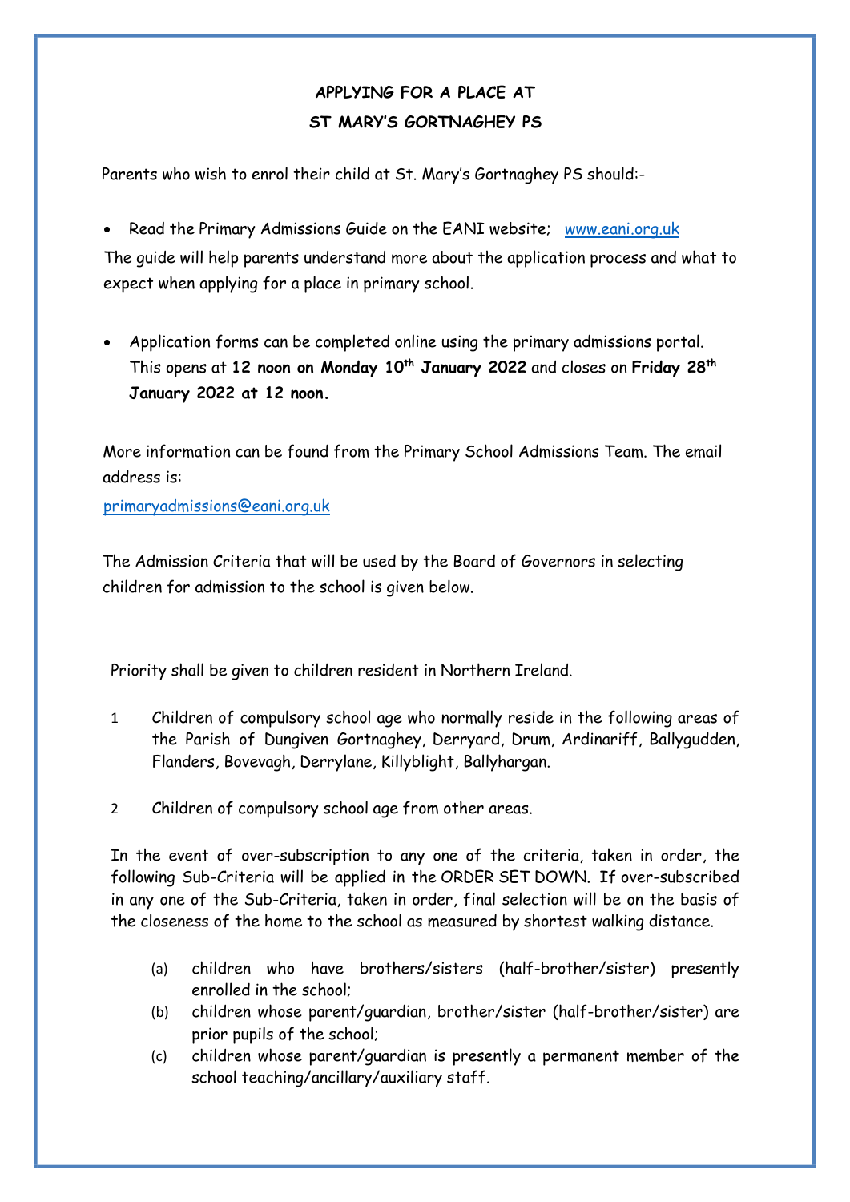# APPLYING FOR A PLACE AT ST MARY'S GORTNAGHEY PS

Parents who wish to enrol their child at St. Mary's Gortnaghey PS should:-

- Read the Primary Admissions Guide on the EANI website; www.eani.org.uk

The guide will help parents understand more about the application process and what to expect when applying for a place in primary school.

- Application forms can be completed online using the primary admissions portal. This opens at **12 noon on Monday 10th January 2022** and closes on **Friday 28th January 2022 at 12 noon.**

More information can be found from the Primary School Admissions Team. The email address is:

primaryadmissions@eani.org.uk

The Admission Criteria that will be used by the Board of Governors in selecting children for admission to the school is given below.

Priority shall be given to children resident in Northern Ireland.

1. Children of compulsory school age who normally reside in the following areas of the Parish of Dungiven Gortnaghey, Derryard, Drum, Ardinariff, Ballygudden, Flanders, Bovevagh, Derrylane, Killyblight, Ballyhargan.

2. Children of compulsory school age from other areas.

In the event of over-subscription to any one of the criteria, taken in order, the following Sub-Criteria will be applied in the ORDER SET DOWN. If over-subscribed in any one of the Sub-Criteria, taken in order, final selection will be on the basis of the closeness of the home to the school as measured by shortest walking distance.

(a) children who have brothers/sisters (half-brother/sister) presently enrolled in the school;
(b) children whose parent/guardian, brother/sister (half-brother/sister) are prior pupils of the school;
(c) children whose parent/guardian is presently a permanent member of the school teaching/ancillary/auxiliary staff.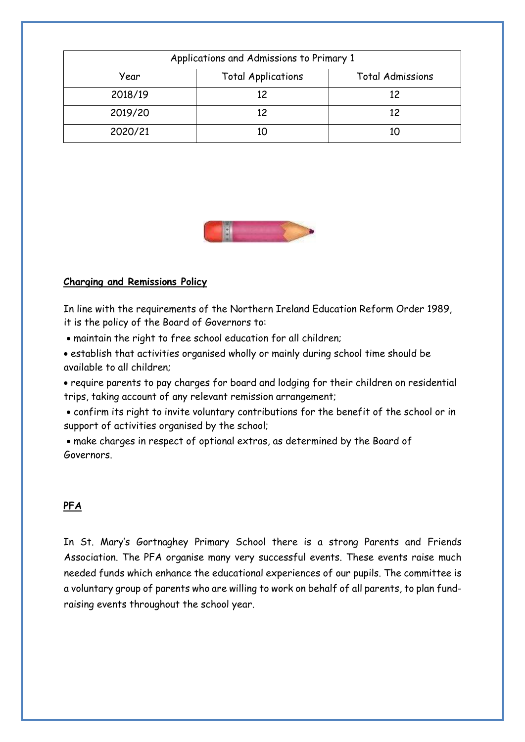| Applications and Admissions to Primary 1 | | |
|---|---|---|
| Year | Total Applications | Total Admissions |
| 2018/19 | 12 | 12 |
| 2019/20 | 12 | 12 |
| 2020/21 | 10 | 10 |

## Charging and Remissions Policy

In line with the requirements of the Northern Ireland Education Reform Order 1989, it is the policy of the Board of Governors to:

- maintain the right to free school education for all children;
- establish that activities organised wholly or mainly during school time should be available to all children;
- require parents to pay charges for board and lodging for their children on residential trips, taking account of any relevant remission arrangement;
- confirm its right to invite voluntary contributions for the benefit of the school or in support of activities organised by the school;
- make charges in respect of optional extras, as determined by the Board of Governors.

## PFA

In St. Mary's Gortnaghey Primary School there is a strong Parents and Friends Association. The PFA organise many very successful events. These events raise much needed funds which enhance the educational experiences of our pupils. The committee is a voluntary group of parents who are willing to work on behalf of all parents, to plan fund-raising events throughout the school year.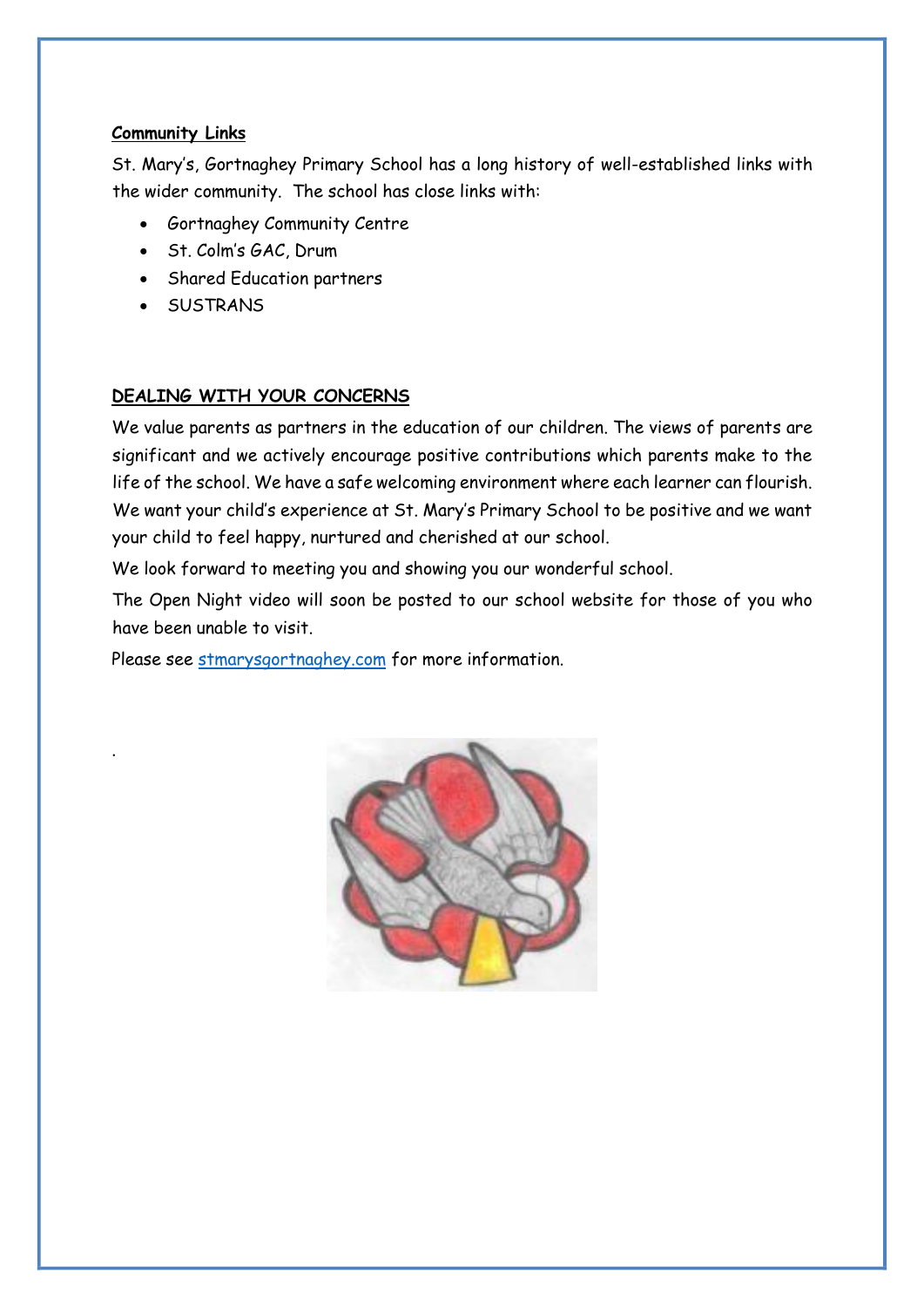**Community Links**

St. Mary's, Gortnaghey Primary School has a long history of well-established links with the wider community. The school has close links with:

- Gortnaghey Community Centre
- St. Colm's GAC, Drum
- Shared Education partners
- SUSTRANS

## DEALING WITH YOUR CONCERNS

We value parents as partners in the education of our children. The views of parents are significant and we actively encourage positive contributions which parents make to the life of the school. We have a safe welcoming environment where each learner can flourish. We want your child's experience at St. Mary's Primary School to be positive and we want your child to feel happy, nurtured and cherished at our school.

We look forward to meeting you and showing you our wonderful school.

The Open Night video will soon be posted to our school website for those of you who have been unable to visit.

Please see stmarysgortnaghey.com for more information.